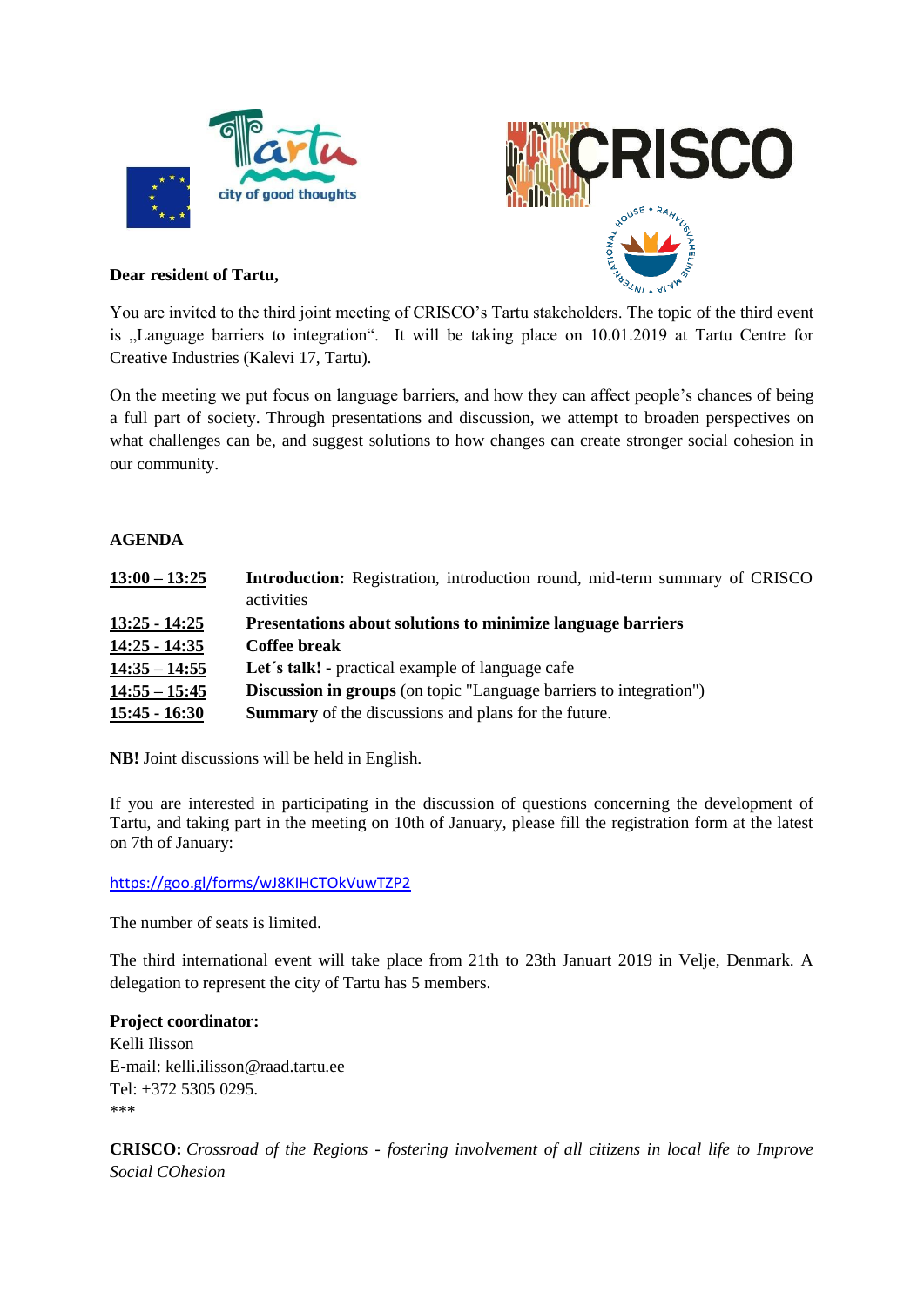**Dear resident of Tartu,**

You are invited to the third joint meeting of CRISCO's Tartu stakeholders. The topic of the third event is „Language barriers to integration". It will be taking place on 10.01.2019 at Tartu Centre for Creative Industries (Kalevi 17, Tartu).

On the meeting we put focus on language barriers, and how they can affect people's chances of being a full part of society. Through presentations and discussion, we attempt to broaden perspectives on what challenges can be, and suggest solutions to how changes can create stronger social cohesion in our community.

**AGENDA**

| | |
|---|---|
| **13:00 – 13:25** | **Introduction:** Registration, introduction round, mid-term summary of CRISCO activities |
| **13:25 - 14:25** | **Presentations about solutions to minimize language barriers** |
| **14:25 - 14:35** | **Coffee break** |
| **14:35 – 14:55** | **Let´s talk!** - practical example of language cafe |
| **14:55 – 15:45** | **Discussion in groups** (on topic "Language barriers to integration") |
| **15:45 - 16:30** | **Summary** of the discussions and plans for the future. |

**NB!** Joint discussions will be held in English.

If you are interested in participating in the discussion of questions concerning the development of Tartu, and taking part in the meeting on 10th of January, please fill the registration form at the latest on 7th of January:

https://goo.gl/forms/wJ8KIHCTOkVuwTZP2

The number of seats is limited.

The third international event will take place from 21th to 23th Januart 2019 in Velje, Denmark. A delegation to represent the city of Tartu has 5 members.

**Project coordinator:**
Kelli Ilisson
E-mail: kelli.ilisson@raad.tartu.ee
Tel: +372 5305 0295.
***

**CRISCO:** *Crossroad of the Regions - fostering involvement of all citizens in local life to Improve Social COhesion*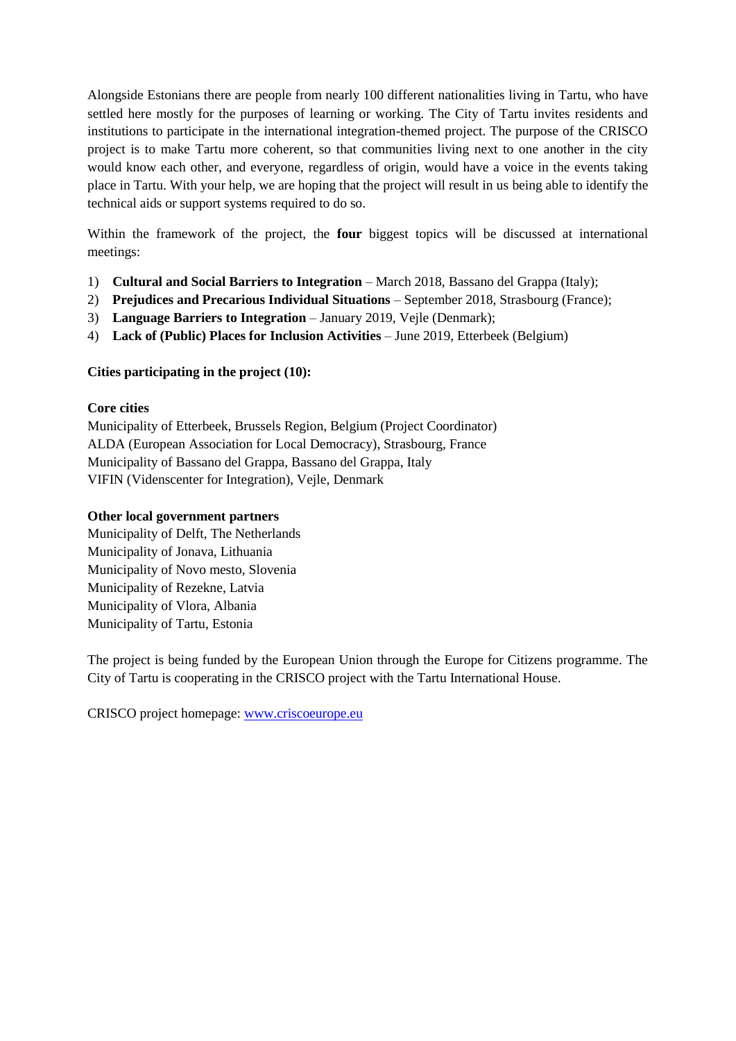Alongside Estonians there are people from nearly 100 different nationalities living in Tartu, who have settled here mostly for the purposes of learning or working. The City of Tartu invites residents and institutions to participate in the international integration-themed project. The purpose of the CRISCO project is to make Tartu more coherent, so that communities living next to one another in the city would know each other, and everyone, regardless of origin, would have a voice in the events taking place in Tartu. With your help, we are hoping that the project will result in us being able to identify the technical aids or support systems required to do so.

Within the framework of the project, the **four** biggest topics will be discussed at international meetings:

1) **Cultural and Social Barriers to Integration** – March 2018, Bassano del Grappa (Italy);
2) **Prejudices and Precarious Individual Situations** – September 2018, Strasbourg (France);
3) **Language Barriers to Integration** – January 2019, Vejle (Denmark);
4) **Lack of (Public) Places for Inclusion Activities** – June 2019, Etterbeek (Belgium)

**Cities participating in the project (10):**

**Core cities**

Municipality of Etterbeek, Brussels Region, Belgium (Project Coordinator)
ALDA (European Association for Local Democracy), Strasbourg, France
Municipality of Bassano del Grappa, Bassano del Grappa, Italy
VIFIN (Videnscenter for Integration), Vejle, Denmark

**Other local government partners**

Municipality of Delft, The Netherlands
Municipality of Jonava, Lithuania
Municipality of Novo mesto, Slovenia
Municipality of Rezekne, Latvia
Municipality of Vlora, Albania
Municipality of Tartu, Estonia

The project is being funded by the European Union through the Europe for Citizens programme. The City of Tartu is cooperating in the CRISCO project with the Tartu International House.

CRISCO project homepage: [www.criscoeurope.eu](http://www.criscoeurope.eu)